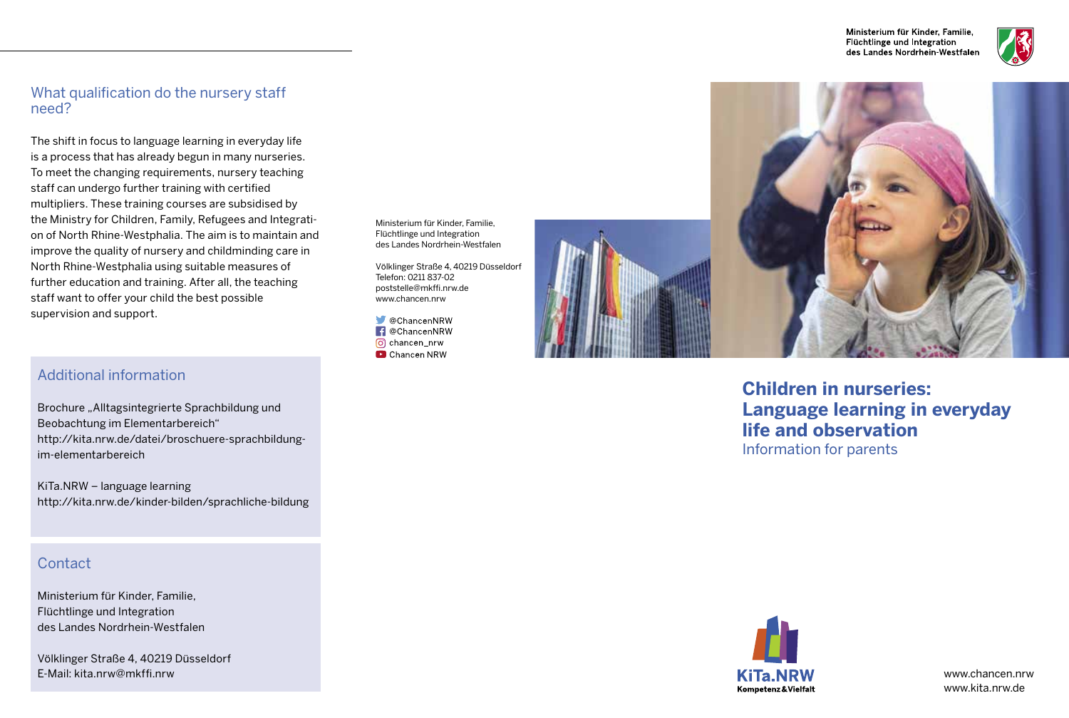## What qualification do the nursery staff need?

The shift in focus to language learning in everyday life is a process that has already begun in many nurseries. To meet the changing requirements, nursery teaching staff can undergo further training with certified multipliers. These training courses are subsidised by the Ministry for Children, Family, Refugees and Integration of North Rhine-Westphalia. The aim is to maintain and improve the quality of nursery and childminding care in North Rhine-Westphalia using suitable measures of further education and training. After all, the teaching staff want to offer your child the best possible supervision and support.

## Additional information

Brochure „Alltagsintegrierte Sprachbildung und Beobachtung im Elementarbereich"
http://kita.nrw.de/datei/broschuere-sprachbildung-im-elementarbereich

KiTa.NRW – language learning
http://kita.nrw.de/kinder-bilden/sprachliche-bildung

## Contact

Ministerium für Kinder, Familie,
Flüchtlinge und Integration
des Landes Nordrhein-Westfalen

Völklinger Straße 4, 40219 Düsseldorf
E-Mail: kita.nrw@mkffi.nrw

Ministerium für Kinder, Familie,
Flüchtlinge und Integration
des Landes Nordrhein-Westfalen

Völklinger Straße 4, 40219 Düsseldorf
Telefon: 0211 837-02
poststelle@mkffi.nrw.de
www.chancen.nrw

@ChancenNRW
@ChancenNRW
chancen_nrw
Chancen NRW

Ministerium für Kinder, Familie,
Flüchtlinge und Integration
des Landes Nordrhein-Westfalen

# Children in nurseries: Language learning in everyday life and observation

Information for parents

KiTa.NRW
Kompetenz & Vielfalt

www.chancen.nrw
www.kita.nrw.de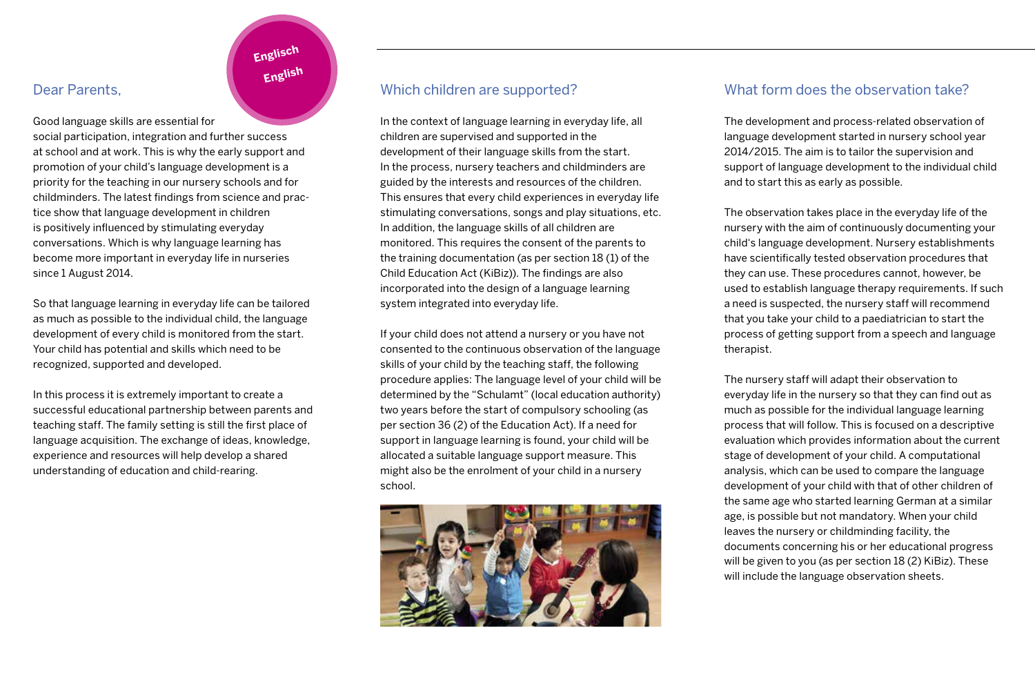Englisch
English

## Dear Parents,

Good language skills are essential for social participation, integration and further success at school and at work. This is why the early support and promotion of your child's language development is a priority for the teaching in our nursery schools and for childminders. The latest findings from science and practice show that language development in children is positively influenced by stimulating everyday conversations. Which is why language learning has become more important in everyday life in nurseries since 1 August 2014.

So that language learning in everyday life can be tailored as much as possible to the individual child, the language development of every child is monitored from the start. Your child has potential and skills which need to be recognized, supported and developed.

In this process it is extremely important to create a successful educational partnership between parents and teaching staff. The family setting is still the first place of language acquisition. The exchange of ideas, knowledge, experience and resources will help develop a shared understanding of education and child-rearing.

## Which children are supported?

In the context of language learning in everyday life, all children are supervised and supported in the development of their language skills from the start. In the process, nursery teachers and childminders are guided by the interests and resources of the children. This ensures that every child experiences in everyday life stimulating conversations, songs and play situations, etc. In addition, the language skills of all children are monitored. This requires the consent of the parents to the training documentation (as per section 18 (1) of the Child Education Act (KiBiz)). The findings are also incorporated into the design of a language learning system integrated into everyday life.

If your child does not attend a nursery or you have not consented to the continuous observation of the language skills of your child by the teaching staff, the following procedure applies: The language level of your child will be determined by the "Schulamt" (local education authority) two years before the start of compulsory schooling (as per section 36 (2) of the Education Act). If a need for support in language learning is found, your child will be allocated a suitable language support measure. This might also be the enrolment of your child in a nursery school.

## What form does the observation take?

The development and process-related observation of language development started in nursery school year 2014/2015. The aim is to tailor the supervision and support of language development to the individual child and to start this as early as possible.

The observation takes place in the everyday life of the nursery with the aim of continuously documenting your child's language development. Nursery establishments have scientifically tested observation procedures that they can use. These procedures cannot, however, be used to establish language therapy requirements. If such a need is suspected, the nursery staff will recommend that you take your child to a paediatrician to start the process of getting support from a speech and language therapist.

The nursery staff will adapt their observation to everyday life in the nursery so that they can find out as much as possible for the individual language learning process that will follow. This is focused on a descriptive evaluation which provides information about the current stage of development of your child. A computational analysis, which can be used to compare the language development of your child with that of other children of the same age who started learning German at a similar age, is possible but not mandatory. When your child leaves the nursery or childminding facility, the documents concerning his or her educational progress will be given to you (as per section 18 (2) KiBiz). These will include the language observation sheets.